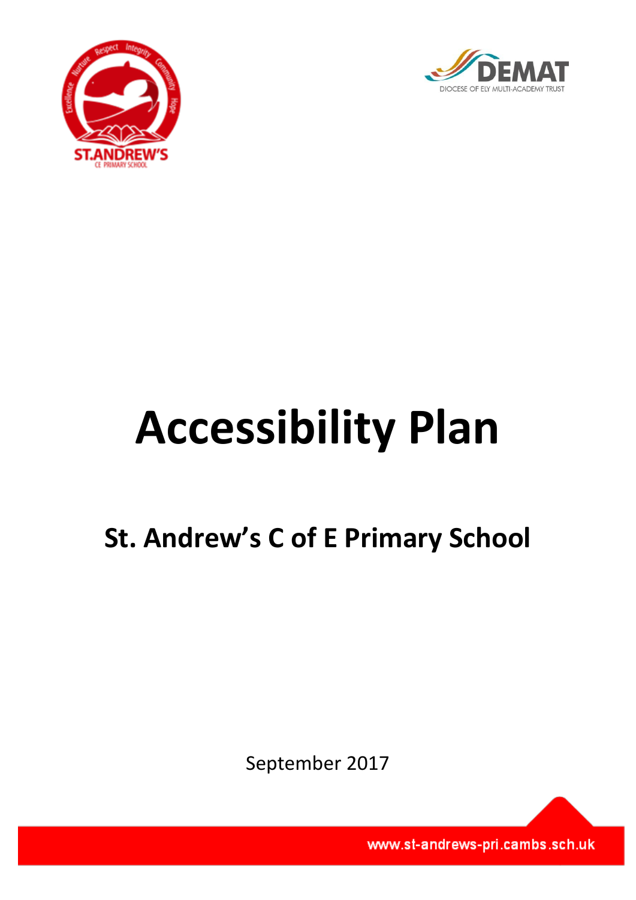# Accessibility Plan

## St. Andrew's C of E Primary School

September 2017

www.st-andrews-pri.cambs.sch.uk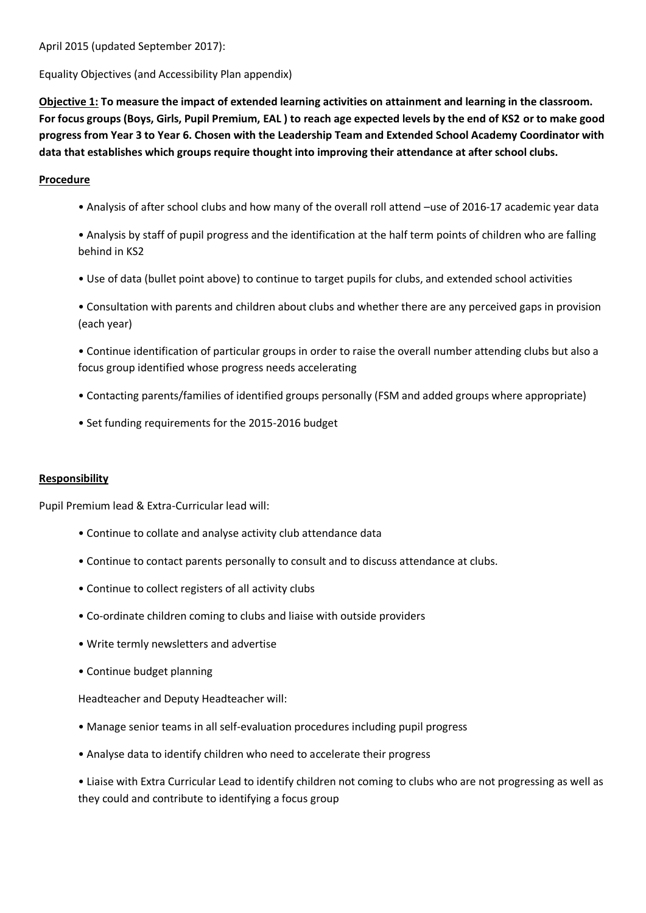April 2015 (updated September 2017):

Equality Objectives (and Accessibility Plan appendix)

**<u>Objective 1:</u> To measure the impact of extended learning activities on attainment and learning in the classroom. For focus groups (Boys, Girls, Pupil Premium, EAL ) to reach age expected levels by the end of KS2 or to make good progress from Year 3 to Year 6. Chosen with the Leadership Team and Extended School Academy Coordinator with data that establishes which groups require thought into improving their attendance at after school clubs.**

**<u>Procedure</u>**

- Analysis of after school clubs and how many of the overall roll attend –use of 2016-17 academic year data
- Analysis by staff of pupil progress and the identification at the half term points of children who are falling behind in KS2
- Use of data (bullet point above) to continue to target pupils for clubs, and extended school activities
- Consultation with parents and children about clubs and whether there are any perceived gaps in provision (each year)
- Continue identification of particular groups in order to raise the overall number attending clubs but also a focus group identified whose progress needs accelerating
- Contacting parents/families of identified groups personally (FSM and added groups where appropriate)
- Set funding requirements for the 2015-2016 budget

**<u>Responsibility</u>**

Pupil Premium lead & Extra-Curricular lead will:

- Continue to collate and analyse activity club attendance data
- Continue to contact parents personally to consult and to discuss attendance at clubs.
- Continue to collect registers of all activity clubs
- Co-ordinate children coming to clubs and liaise with outside providers
- Write termly newsletters and advertise
- Continue budget planning

Headteacher and Deputy Headteacher will:

- Manage senior teams in all self-evaluation procedures including pupil progress
- Analyse data to identify children who need to accelerate their progress
- Liaise with Extra Curricular Lead to identify children not coming to clubs who are not progressing as well as they could and contribute to identifying a focus group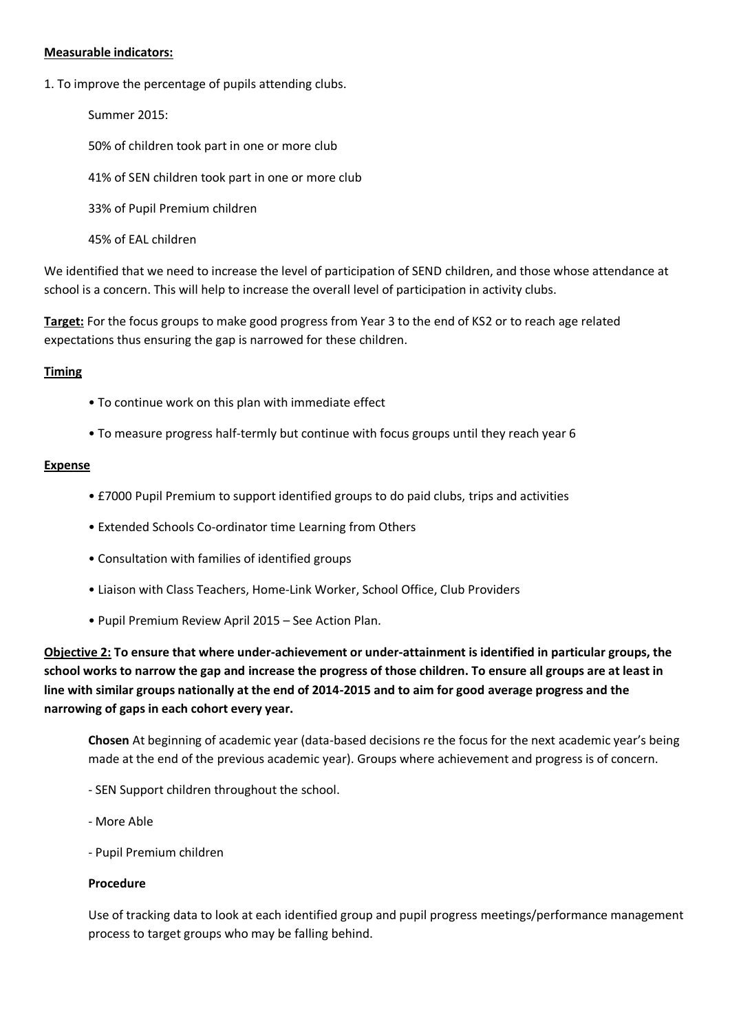**Measurable indicators:**

1. To improve the percentage of pupils attending clubs.

   Summer 2015:

   50% of children took part in one or more club

   41% of SEN children took part in one or more club

   33% of Pupil Premium children

   45% of EAL children

We identified that we need to increase the level of participation of SEND children, and those whose attendance at school is a concern. This will help to increase the overall level of participation in activity clubs.

**Target:** For the focus groups to make good progress from Year 3 to the end of KS2 or to reach age related expectations thus ensuring the gap is narrowed for these children.

**Timing**

- To continue work on this plan with immediate effect
- To measure progress half-termly but continue with focus groups until they reach year 6

**Expense**

- £7000 Pupil Premium to support identified groups to do paid clubs, trips and activities
- Extended Schools Co-ordinator time Learning from Others
- Consultation with families of identified groups
- Liaison with Class Teachers, Home-Link Worker, School Office, Club Providers
- Pupil Premium Review April 2015 – See Action Plan.

**Objective 2: To ensure that where under-achievement or under-attainment is identified in particular groups, the school works to narrow the gap and increase the progress of those children. To ensure all groups are at least in line with similar groups nationally at the end of 2014-2015 and to aim for good average progress and the narrowing of gaps in each cohort every year.**

**Chosen** At beginning of academic year (data-based decisions re the focus for the next academic year's being made at the end of the previous academic year). Groups where achievement and progress is of concern.

- SEN Support children throughout the school.
- More Able
- Pupil Premium children

**Procedure**

Use of tracking data to look at each identified group and pupil progress meetings/performance management process to target groups who may be falling behind.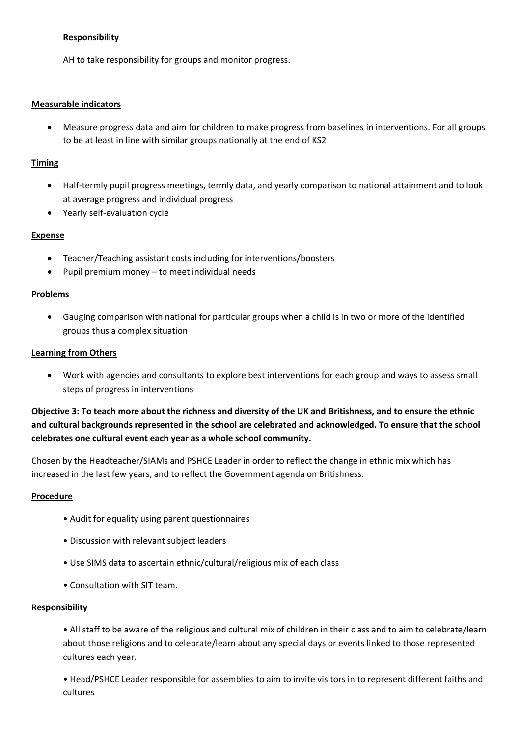**Responsibility**

AH to take responsibility for groups and monitor progress.

**Measurable indicators**

- Measure progress data and aim for children to make progress from baselines in interventions. For all groups to be at least in line with similar groups nationally at the end of KS2

**Timing**

- Half-termly pupil progress meetings, termly data, and yearly comparison to national attainment and to look at average progress and individual progress
- Yearly self-evaluation cycle

**Expense**

- Teacher/Teaching assistant costs including for interventions/boosters
- Pupil premium money – to meet individual needs

**Problems**

- Gauging comparison with national for particular groups when a child is in two or more of the identified groups thus a complex situation

**Learning from Others**

- Work with agencies and consultants to explore best interventions for each group and ways to assess small steps of progress in interventions

**Objective 3: To teach more about the richness and diversity of the UK and Britishness, and to ensure the ethnic and cultural backgrounds represented in the school are celebrated and acknowledged. To ensure that the school celebrates one cultural event each year as a whole school community.**

Chosen by the Headteacher/SIAMs and PSHCE Leader in order to reflect the change in ethnic mix which has increased in the last few years, and to reflect the Government agenda on Britishness.

**Procedure**

- Audit for equality using parent questionnaires
- Discussion with relevant subject leaders
- Use SIMS data to ascertain ethnic/cultural/religious mix of each class
- Consultation with SIT team.

**Responsibility**

- All staff to be aware of the religious and cultural mix of children in their class and to aim to celebrate/learn about those religions and to celebrate/learn about any special days or events linked to those represented cultures each year.
- Head/PSHCE Leader responsible for assemblies to aim to invite visitors in to represent different faiths and cultures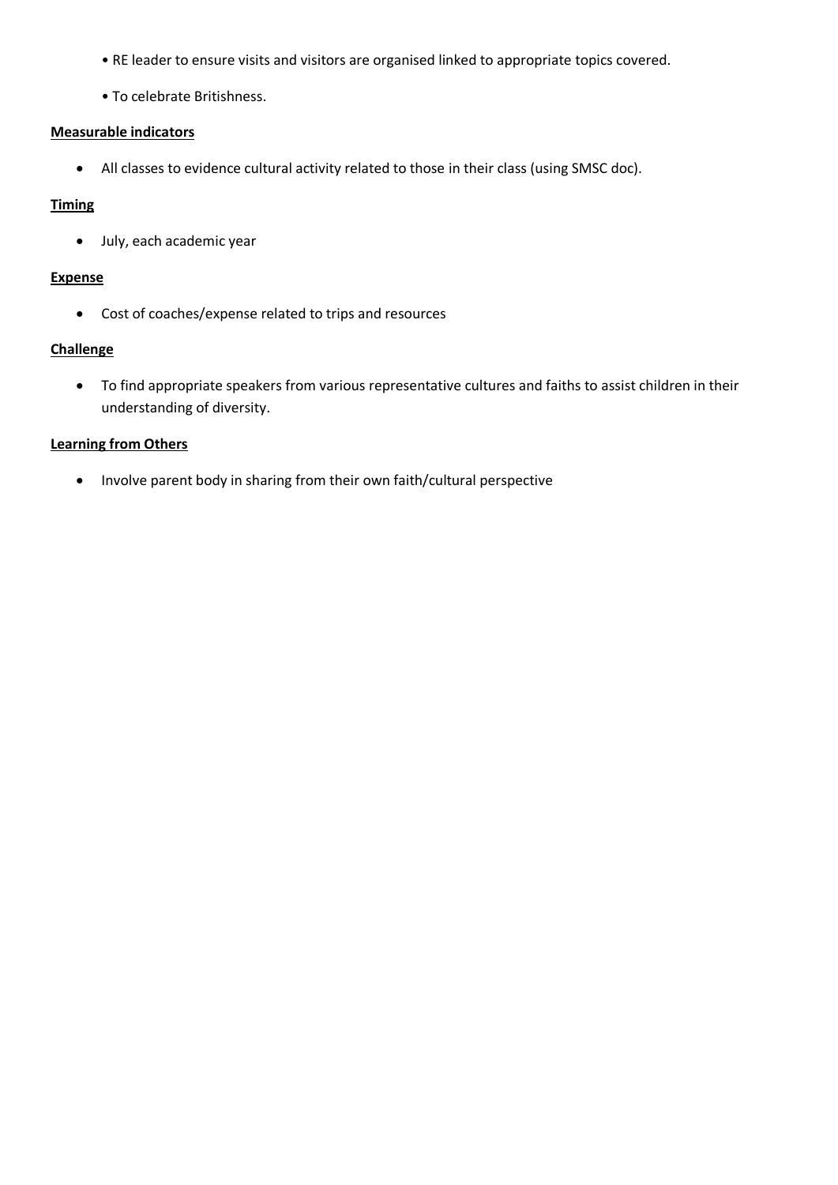- RE leader to ensure visits and visitors are organised linked to appropriate topics covered.
- To celebrate Britishness.

**Measurable indicators**

- All classes to evidence cultural activity related to those in their class (using SMSC doc).

**Timing**

- July, each academic year

**Expense**

- Cost of coaches/expense related to trips and resources

**Challenge**

- To find appropriate speakers from various representative cultures and faiths to assist children in their understanding of diversity.

**Learning from Others**

- Involve parent body in sharing from their own faith/cultural perspective